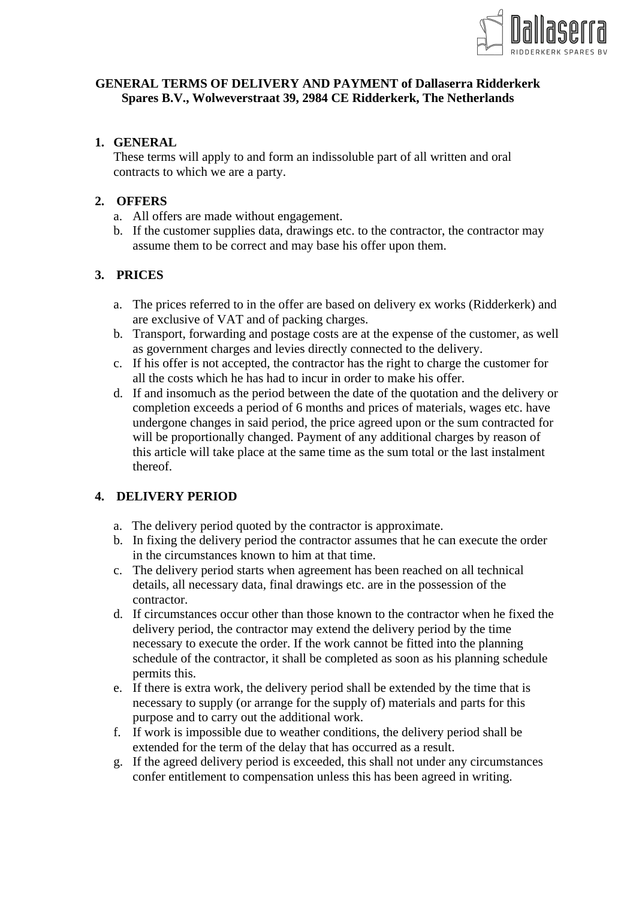**GENERAL TERMS OF DELIVERY AND PAYMENT of Dallaserra Ridderkerk Spares B.V., Wolweverstraat 39, 2984 CE Ridderkerk, The Netherlands**

## 1. GENERAL

These terms will apply to and form an indissoluble part of all written and oral contracts to which we are a party.

## 2. OFFERS

a. All offers are made without engagement.
b. If the customer supplies data, drawings etc. to the contractor, the contractor may assume them to be correct and may base his offer upon them.

## 3. PRICES

a. The prices referred to in the offer are based on delivery ex works (Ridderkerk) and are exclusive of VAT and of packing charges.
b. Transport, forwarding and postage costs are at the expense of the customer, as well as government charges and levies directly connected to the delivery.
c. If his offer is not accepted, the contractor has the right to charge the customer for all the costs which he has had to incur in order to make his offer.
d. If and insomuch as the period between the date of the quotation and the delivery or completion exceeds a period of 6 months and prices of materials, wages etc. have undergone changes in said period, the price agreed upon or the sum contracted for will be proportionally changed. Payment of any additional charges by reason of this article will take place at the same time as the sum total or the last instalment thereof.

## 4. DELIVERY PERIOD

a. The delivery period quoted by the contractor is approximate.
b. In fixing the delivery period the contractor assumes that he can execute the order in the circumstances known to him at that time.
c. The delivery period starts when agreement has been reached on all technical details, all necessary data, final drawings etc. are in the possession of the contractor.
d. If circumstances occur other than those known to the contractor when he fixed the delivery period, the contractor may extend the delivery period by the time necessary to execute the order. If the work cannot be fitted into the planning schedule of the contractor, it shall be completed as soon as his planning schedule permits this.
e. If there is extra work, the delivery period shall be extended by the time that is necessary to supply (or arrange for the supply of) materials and parts for this purpose and to carry out the additional work.
f. If work is impossible due to weather conditions, the delivery period shall be extended for the term of the delay that has occurred as a result.
g. If the agreed delivery period is exceeded, this shall not under any circumstances confer entitlement to compensation unless this has been agreed in writing.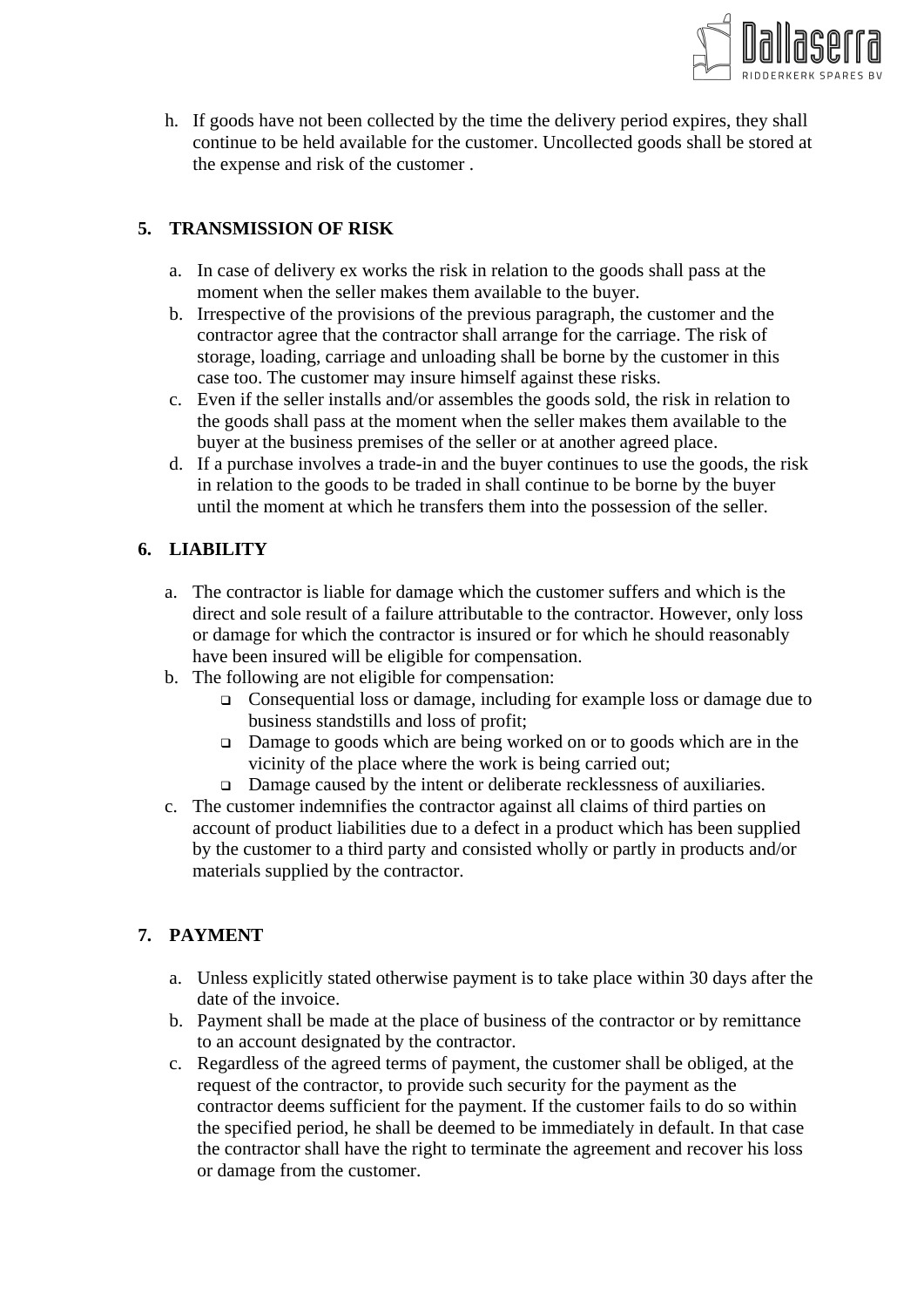h. If goods have not been collected by the time the delivery period expires, they shall continue to be held available for the customer. Uncollected goods shall be stored at the expense and risk of the customer .

## 5. TRANSMISSION OF RISK

a. In case of delivery ex works the risk in relation to the goods shall pass at the moment when the seller makes them available to the buyer.
b. Irrespective of the provisions of the previous paragraph, the customer and the contractor agree that the contractor shall arrange for the carriage. The risk of storage, loading, carriage and unloading shall be borne by the customer in this case too. The customer may insure himself against these risks.
c. Even if the seller installs and/or assembles the goods sold, the risk in relation to the goods shall pass at the moment when the seller makes them available to the buyer at the business premises of the seller or at another agreed place.
d. If a purchase involves a trade-in and the buyer continues to use the goods, the risk in relation to the goods to be traded in shall continue to be borne by the buyer until the moment at which he transfers them into the possession of the seller.

## 6. LIABILITY

a. The contractor is liable for damage which the customer suffers and which is the direct and sole result of a failure attributable to the contractor. However, only loss or damage for which the contractor is insured or for which he should reasonably have been insured will be eligible for compensation.
b. The following are not eligible for compensation:
   - Consequential loss or damage, including for example loss or damage due to business standstills and loss of profit;
   - Damage to goods which are being worked on or to goods which are in the vicinity of the place where the work is being carried out;
   - Damage caused by the intent or deliberate recklessness of auxiliaries.
c. The customer indemnifies the contractor against all claims of third parties on account of product liabilities due to a defect in a product which has been supplied by the customer to a third party and consisted wholly or partly in products and/or materials supplied by the contractor.

## 7. PAYMENT

a. Unless explicitly stated otherwise payment is to take place within 30 days after the date of the invoice.
b. Payment shall be made at the place of business of the contractor or by remittance to an account designated by the contractor.
c. Regardless of the agreed terms of payment, the customer shall be obliged, at the request of the contractor, to provide such security for the payment as the contractor deems sufficient for the payment. If the customer fails to do so within the specified period, he shall be deemed to be immediately in default. In that case the contractor shall have the right to terminate the agreement and recover his loss or damage from the customer.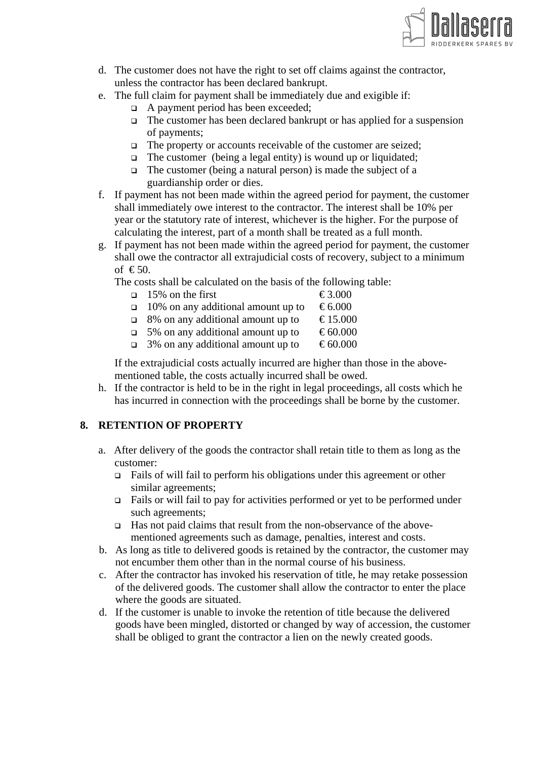d. The customer does not have the right to set off claims against the contractor, unless the contractor has been declared bankrupt.
e. The full claim for payment shall be immediately due and exigible if:
   - A payment period has been exceeded;
   - The customer has been declared bankrupt or has applied for a suspension of payments;
   - The property or accounts receivable of the customer are seized;
   - The customer (being a legal entity) is wound up or liquidated;
   - The customer (being a natural person) is made the subject of a guardianship order or dies.
f. If payment has not been made within the agreed period for payment, the customer shall immediately owe interest to the contractor. The interest shall be 10% per year or the statutory rate of interest, whichever is the higher. For the purpose of calculating the interest, part of a month shall be treated as a full month.
g. If payment has not been made within the agreed period for payment, the customer shall owe the contractor all extrajudicial costs of recovery, subject to a minimum of € 50.

   The costs shall be calculated on the basis of the following table:
   - 15% on the first € 3.000
   - 10% on any additional amount up to € 6.000
   - 8% on any additional amount up to € 15.000
   - 5% on any additional amount up to € 60.000
   - 3% on any additional amount up to € 60.000

   If the extrajudicial costs actually incurred are higher than those in the above-mentioned table, the costs actually incurred shall be owed.
h. If the contractor is held to be in the right in legal proceedings, all costs which he has incurred in connection with the proceedings shall be borne by the customer.

## 8. RETENTION OF PROPERTY

a. After delivery of the goods the contractor shall retain title to them as long as the customer:
   - Fails of will fail to perform his obligations under this agreement or other similar agreements;
   - Fails or will fail to pay for activities performed or yet to be performed under such agreements;
   - Has not paid claims that result from the non-observance of the above-mentioned agreements such as damage, penalties, interest and costs.
b. As long as title to delivered goods is retained by the contractor, the customer may not encumber them other than in the normal course of his business.
c. After the contractor has invoked his reservation of title, he may retake possession of the delivered goods. The customer shall allow the contractor to enter the place where the goods are situated.
d. If the customer is unable to invoke the retention of title because the delivered goods have been mingled, distorted or changed by way of accession, the customer shall be obliged to grant the contractor a lien on the newly created goods.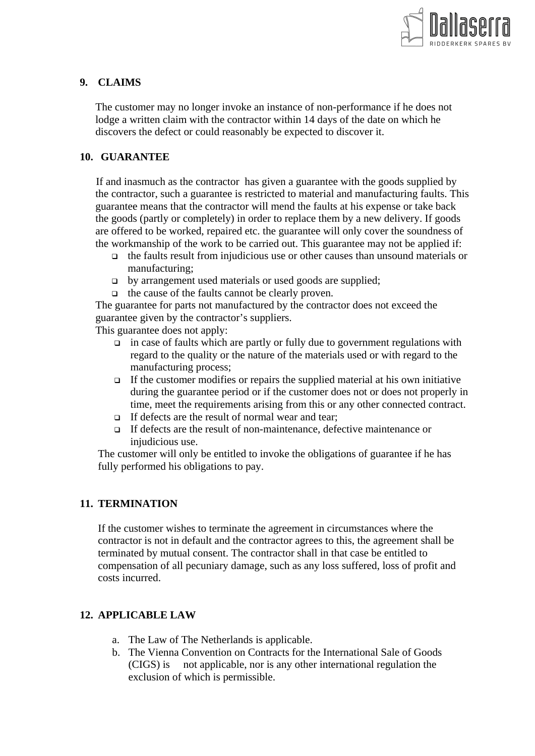## 9. CLAIMS

The customer may no longer invoke an instance of non-performance if he does not lodge a written claim with the contractor within 14 days of the date on which he discovers the defect or could reasonably be expected to discover it.

## 10. GUARANTEE

If and inasmuch as the contractor has given a guarantee with the goods supplied by the contractor, such a guarantee is restricted to material and manufacturing faults. This guarantee means that the contractor will mend the faults at his expense or take back the goods (partly or completely) in order to replace them by a new delivery. If goods are offered to be worked, repaired etc. the guarantee will only cover the soundness of the workmanship of the work to be carried out. This guarantee may not be applied if:

- the faults result from injudicious use or other causes than unsound materials or manufacturing;
- by arrangement used materials or used goods are supplied;
- the cause of the faults cannot be clearly proven.

The guarantee for parts not manufactured by the contractor does not exceed the guarantee given by the contractor's suppliers.

This guarantee does not apply:

- in case of faults which are partly or fully due to government regulations with regard to the quality or the nature of the materials used or with regard to the manufacturing process;
- If the customer modifies or repairs the supplied material at his own initiative during the guarantee period or if the customer does not or does not properly in time, meet the requirements arising from this or any other connected contract.
- If defects are the result of normal wear and tear;
- If defects are the result of non-maintenance, defective maintenance or injudicious use.

The customer will only be entitled to invoke the obligations of guarantee if he has fully performed his obligations to pay.

## 11. TERMINATION

If the customer wishes to terminate the agreement in circumstances where the contractor is not in default and the contractor agrees to this, the agreement shall be terminated by mutual consent. The contractor shall in that case be entitled to compensation of all pecuniary damage, such as any loss suffered, loss of profit and costs incurred.

## 12. APPLICABLE LAW

a. The Law of The Netherlands is applicable.
b. The Vienna Convention on Contracts for the International Sale of Goods (CIGS) is not applicable, nor is any other international regulation the exclusion of which is permissible.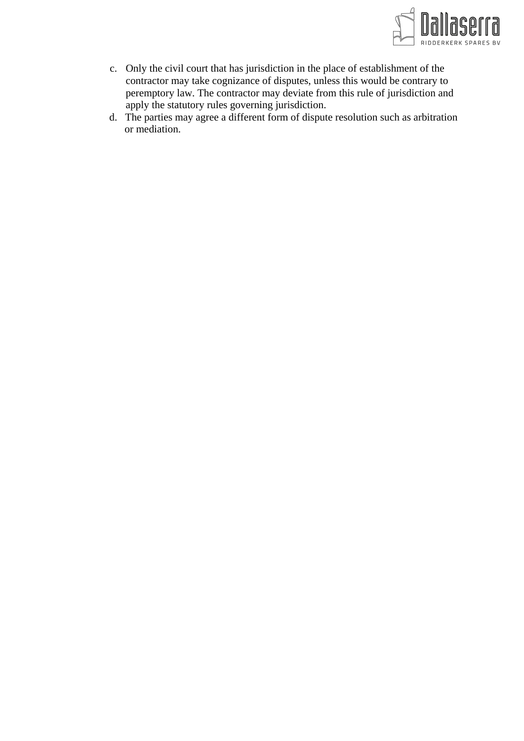c. Only the civil court that has jurisdiction in the place of establishment of the contractor may take cognizance of disputes, unless this would be contrary to peremptory law. The contractor may deviate from this rule of jurisdiction and apply the statutory rules governing jurisdiction.

d. The parties may agree a different form of dispute resolution such as arbitration or mediation.